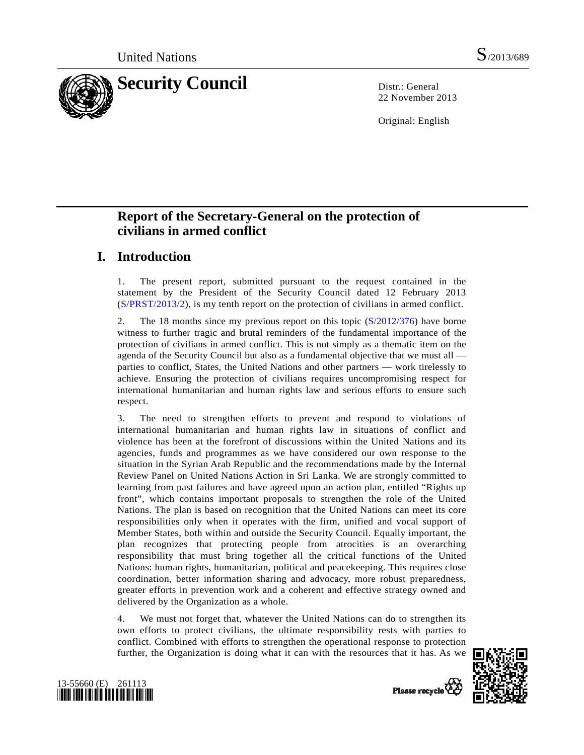United Nations S/2013/689

# Security Council

Distr.: General
22 November 2013

Original: English

## Report of the Secretary-General on the protection of civilians in armed conflict

## I. Introduction

1. The present report, submitted pursuant to the request contained in the statement by the President of the Security Council dated 12 February 2013 (S/PRST/2013/2), is my tenth report on the protection of civilians in armed conflict.

2. The 18 months since my previous report on this topic (S/2012/376) have borne witness to further tragic and brutal reminders of the fundamental importance of the protection of civilians in armed conflict. This is not simply as a thematic item on the agenda of the Security Council but also as a fundamental objective that we must all — parties to conflict, States, the United Nations and other partners — work tirelessly to achieve. Ensuring the protection of civilians requires uncompromising respect for international humanitarian and human rights law and serious efforts to ensure such respect.

3. The need to strengthen efforts to prevent and respond to violations of international humanitarian and human rights law in situations of conflict and violence has been at the forefront of discussions within the United Nations and its agencies, funds and programmes as we have considered our own response to the situation in the Syrian Arab Republic and the recommendations made by the Internal Review Panel on United Nations Action in Sri Lanka. We are strongly committed to learning from past failures and have agreed upon an action plan, entitled "Rights up front", which contains important proposals to strengthen the role of the United Nations. The plan is based on recognition that the United Nations can meet its core responsibilities only when it operates with the firm, unified and vocal support of Member States, both within and outside the Security Council. Equally important, the plan recognizes that protecting people from atrocities is an overarching responsibility that must bring together all the critical functions of the United Nations: human rights, humanitarian, political and peacekeeping. This requires close coordination, better information sharing and advocacy, more robust preparedness, greater efforts in prevention work and a coherent and effective strategy owned and delivered by the Organization as a whole.

4. We must not forget that, whatever the United Nations can do to strengthen its own efforts to protect civilians, the ultimate responsibility rests with parties to conflict. Combined with efforts to strengthen the operational response to protection further, the Organization is doing what it can with the resources that it has. As we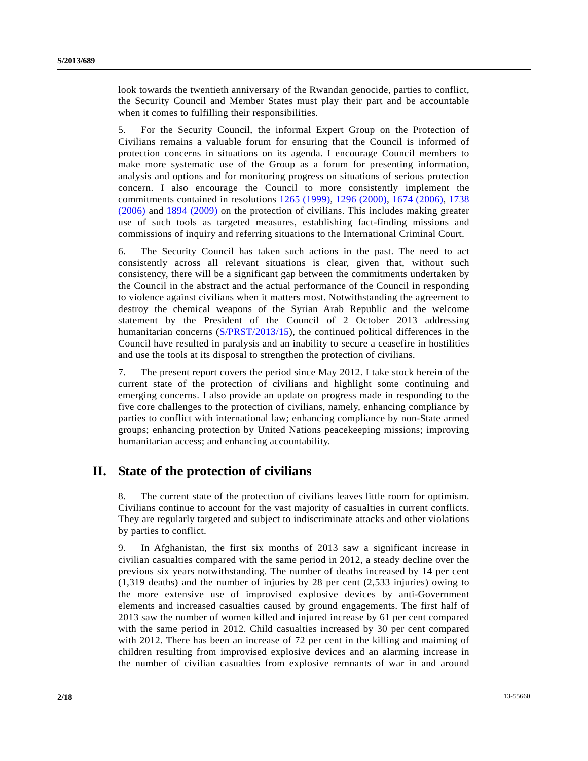look towards the twentieth anniversary of the Rwandan genocide, parties to conflict, the Security Council and Member States must play their part and be accountable when it comes to fulfilling their responsibilities.

5. For the Security Council, the informal Expert Group on the Protection of Civilians remains a valuable forum for ensuring that the Council is informed of protection concerns in situations on its agenda. I encourage Council members to make more systematic use of the Group as a forum for presenting information, analysis and options and for monitoring progress on situations of serious protection concern. I also encourage the Council to more consistently implement the commitments contained in resolutions 1265 (1999), 1296 (2000), 1674 (2006), 1738 (2006) and 1894 (2009) on the protection of civilians. This includes making greater use of such tools as targeted measures, establishing fact-finding missions and commissions of inquiry and referring situations to the International Criminal Court.

6. The Security Council has taken such actions in the past. The need to act consistently across all relevant situations is clear, given that, without such consistency, there will be a significant gap between the commitments undertaken by the Council in the abstract and the actual performance of the Council in responding to violence against civilians when it matters most. Notwithstanding the agreement to destroy the chemical weapons of the Syrian Arab Republic and the welcome statement by the President of the Council of 2 October 2013 addressing humanitarian concerns (S/PRST/2013/15), the continued political differences in the Council have resulted in paralysis and an inability to secure a ceasefire in hostilities and use the tools at its disposal to strengthen the protection of civilians.

7. The present report covers the period since May 2012. I take stock herein of the current state of the protection of civilians and highlight some continuing and emerging concerns. I also provide an update on progress made in responding to the five core challenges to the protection of civilians, namely, enhancing compliance by parties to conflict with international law; enhancing compliance by non-State armed groups; enhancing protection by United Nations peacekeeping missions; improving humanitarian access; and enhancing accountability.

## II. State of the protection of civilians

8. The current state of the protection of civilians leaves little room for optimism. Civilians continue to account for the vast majority of casualties in current conflicts. They are regularly targeted and subject to indiscriminate attacks and other violations by parties to conflict.

9. In Afghanistan, the first six months of 2013 saw a significant increase in civilian casualties compared with the same period in 2012, a steady decline over the previous six years notwithstanding. The number of deaths increased by 14 per cent (1,319 deaths) and the number of injuries by 28 per cent (2,533 injuries) owing to the more extensive use of improvised explosive devices by anti-Government elements and increased casualties caused by ground engagements. The first half of 2013 saw the number of women killed and injured increase by 61 per cent compared with the same period in 2012. Child casualties increased by 30 per cent compared with 2012. There has been an increase of 72 per cent in the killing and maiming of children resulting from improvised explosive devices and an alarming increase in the number of civilian casualties from explosive remnants of war in and around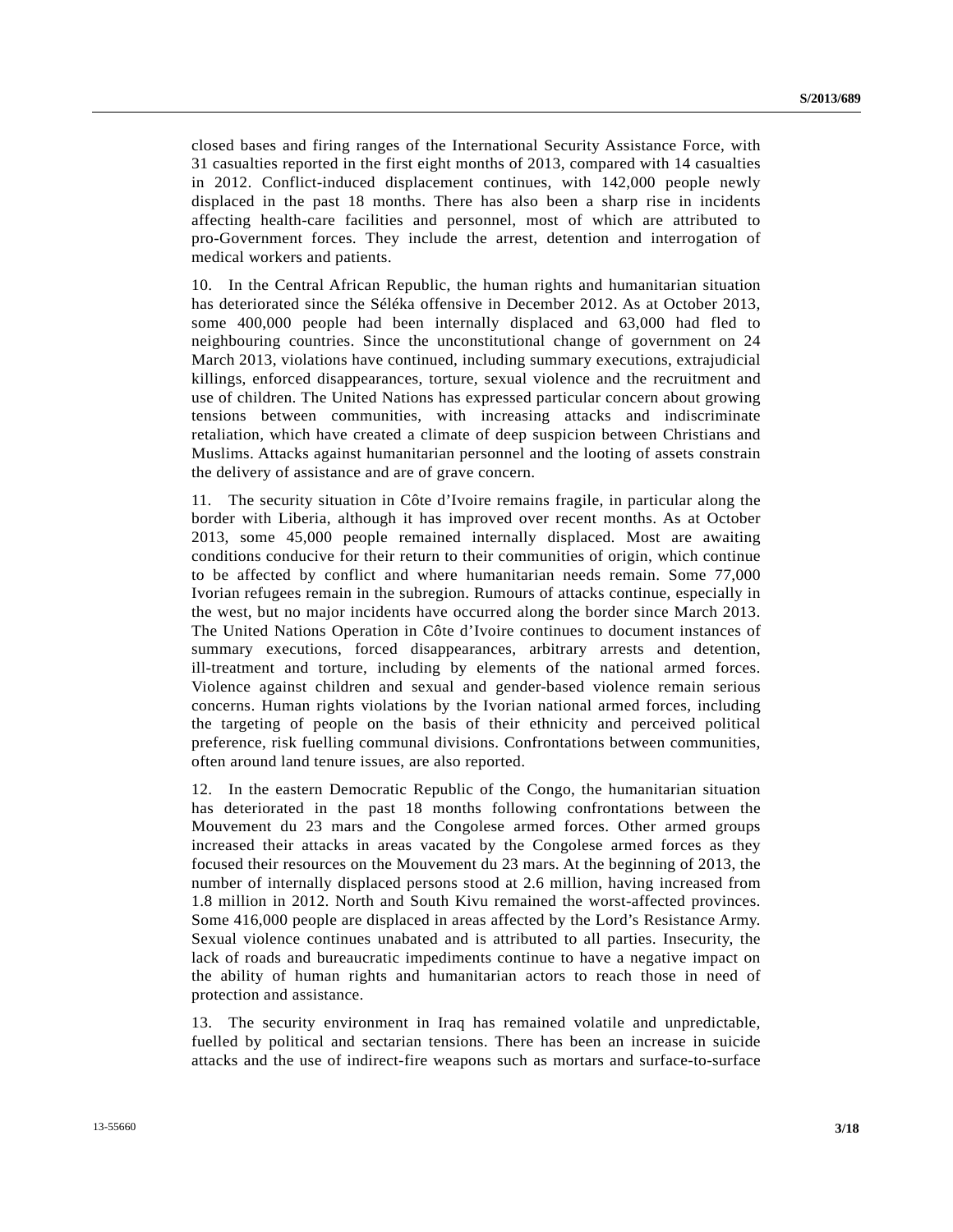closed bases and firing ranges of the International Security Assistance Force, with 31 casualties reported in the first eight months of 2013, compared with 14 casualties in 2012. Conflict-induced displacement continues, with 142,000 people newly displaced in the past 18 months. There has also been a sharp rise in incidents affecting health-care facilities and personnel, most of which are attributed to pro-Government forces. They include the arrest, detention and interrogation of medical workers and patients.

10. In the Central African Republic, the human rights and humanitarian situation has deteriorated since the Séléka offensive in December 2012. As at October 2013, some 400,000 people had been internally displaced and 63,000 had fled to neighbouring countries. Since the unconstitutional change of government on 24 March 2013, violations have continued, including summary executions, extrajudicial killings, enforced disappearances, torture, sexual violence and the recruitment and use of children. The United Nations has expressed particular concern about growing tensions between communities, with increasing attacks and indiscriminate retaliation, which have created a climate of deep suspicion between Christians and Muslims. Attacks against humanitarian personnel and the looting of assets constrain the delivery of assistance and are of grave concern.

11. The security situation in Côte d'Ivoire remains fragile, in particular along the border with Liberia, although it has improved over recent months. As at October 2013, some 45,000 people remained internally displaced. Most are awaiting conditions conducive for their return to their communities of origin, which continue to be affected by conflict and where humanitarian needs remain. Some 77,000 Ivorian refugees remain in the subregion. Rumours of attacks continue, especially in the west, but no major incidents have occurred along the border since March 2013. The United Nations Operation in Côte d'Ivoire continues to document instances of summary executions, forced disappearances, arbitrary arrests and detention, ill-treatment and torture, including by elements of the national armed forces. Violence against children and sexual and gender-based violence remain serious concerns. Human rights violations by the Ivorian national armed forces, including the targeting of people on the basis of their ethnicity and perceived political preference, risk fuelling communal divisions. Confrontations between communities, often around land tenure issues, are also reported.

12. In the eastern Democratic Republic of the Congo, the humanitarian situation has deteriorated in the past 18 months following confrontations between the Mouvement du 23 mars and the Congolese armed forces. Other armed groups increased their attacks in areas vacated by the Congolese armed forces as they focused their resources on the Mouvement du 23 mars. At the beginning of 2013, the number of internally displaced persons stood at 2.6 million, having increased from 1.8 million in 2012. North and South Kivu remained the worst-affected provinces. Some 416,000 people are displaced in areas affected by the Lord's Resistance Army. Sexual violence continues unabated and is attributed to all parties. Insecurity, the lack of roads and bureaucratic impediments continue to have a negative impact on the ability of human rights and humanitarian actors to reach those in need of protection and assistance.

13. The security environment in Iraq has remained volatile and unpredictable, fuelled by political and sectarian tensions. There has been an increase in suicide attacks and the use of indirect-fire weapons such as mortars and surface-to-surface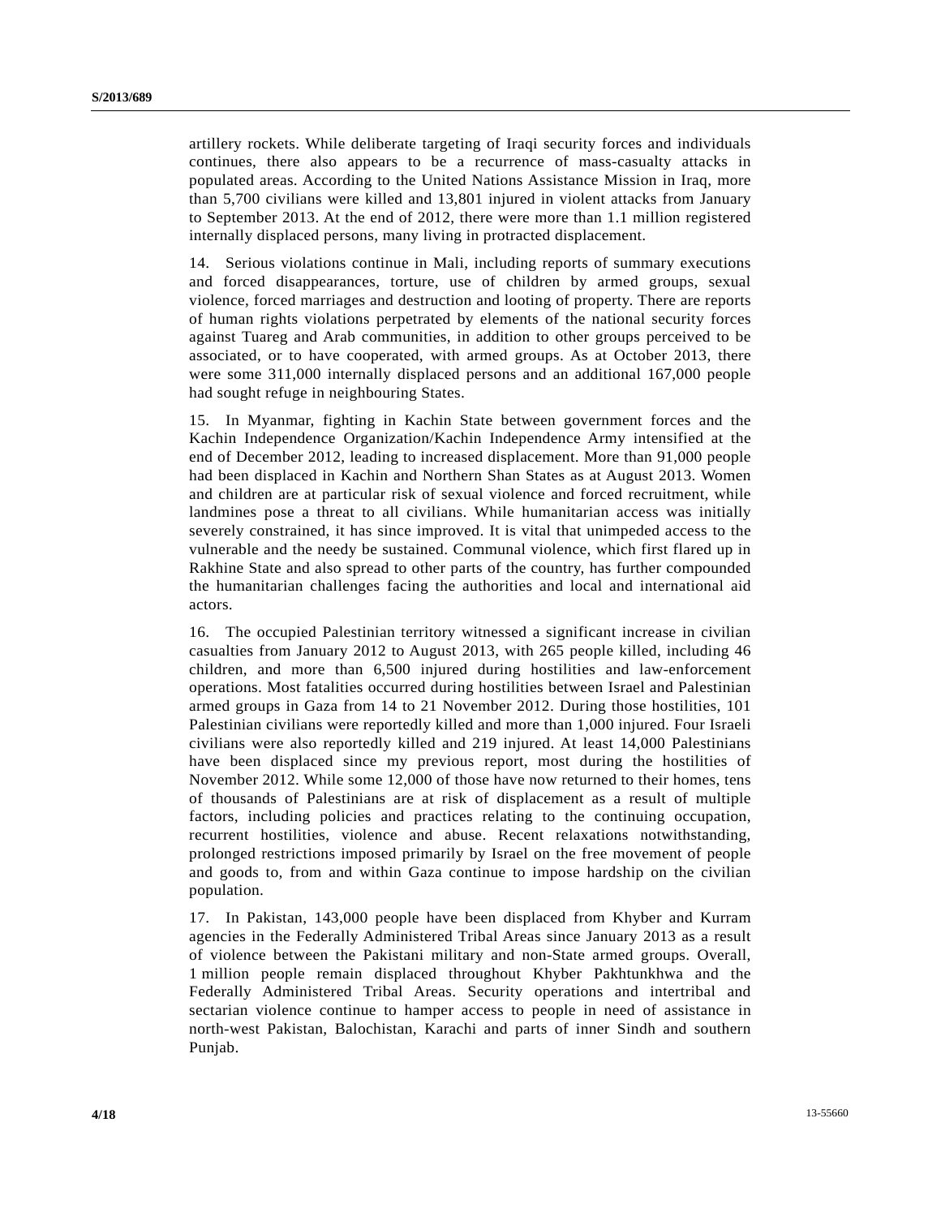artillery rockets. While deliberate targeting of Iraqi security forces and individuals continues, there also appears to be a recurrence of mass-casualty attacks in populated areas. According to the United Nations Assistance Mission in Iraq, more than 5,700 civilians were killed and 13,801 injured in violent attacks from January to September 2013. At the end of 2012, there were more than 1.1 million registered internally displaced persons, many living in protracted displacement.

14. Serious violations continue in Mali, including reports of summary executions and forced disappearances, torture, use of children by armed groups, sexual violence, forced marriages and destruction and looting of property. There are reports of human rights violations perpetrated by elements of the national security forces against Tuareg and Arab communities, in addition to other groups perceived to be associated, or to have cooperated, with armed groups. As at October 2013, there were some 311,000 internally displaced persons and an additional 167,000 people had sought refuge in neighbouring States.

15. In Myanmar, fighting in Kachin State between government forces and the Kachin Independence Organization/Kachin Independence Army intensified at the end of December 2012, leading to increased displacement. More than 91,000 people had been displaced in Kachin and Northern Shan States as at August 2013. Women and children are at particular risk of sexual violence and forced recruitment, while landmines pose a threat to all civilians. While humanitarian access was initially severely constrained, it has since improved. It is vital that unimpeded access to the vulnerable and the needy be sustained. Communal violence, which first flared up in Rakhine State and also spread to other parts of the country, has further compounded the humanitarian challenges facing the authorities and local and international aid actors.

16. The occupied Palestinian territory witnessed a significant increase in civilian casualties from January 2012 to August 2013, with 265 people killed, including 46 children, and more than 6,500 injured during hostilities and law-enforcement operations. Most fatalities occurred during hostilities between Israel and Palestinian armed groups in Gaza from 14 to 21 November 2012. During those hostilities, 101 Palestinian civilians were reportedly killed and more than 1,000 injured. Four Israeli civilians were also reportedly killed and 219 injured. At least 14,000 Palestinians have been displaced since my previous report, most during the hostilities of November 2012. While some 12,000 of those have now returned to their homes, tens of thousands of Palestinians are at risk of displacement as a result of multiple factors, including policies and practices relating to the continuing occupation, recurrent hostilities, violence and abuse. Recent relaxations notwithstanding, prolonged restrictions imposed primarily by Israel on the free movement of people and goods to, from and within Gaza continue to impose hardship on the civilian population.

17. In Pakistan, 143,000 people have been displaced from Khyber and Kurram agencies in the Federally Administered Tribal Areas since January 2013 as a result of violence between the Pakistani military and non-State armed groups. Overall, 1 million people remain displaced throughout Khyber Pakhtunkhwa and the Federally Administered Tribal Areas. Security operations and intertribal and sectarian violence continue to hamper access to people in need of assistance in north-west Pakistan, Balochistan, Karachi and parts of inner Sindh and southern Punjab.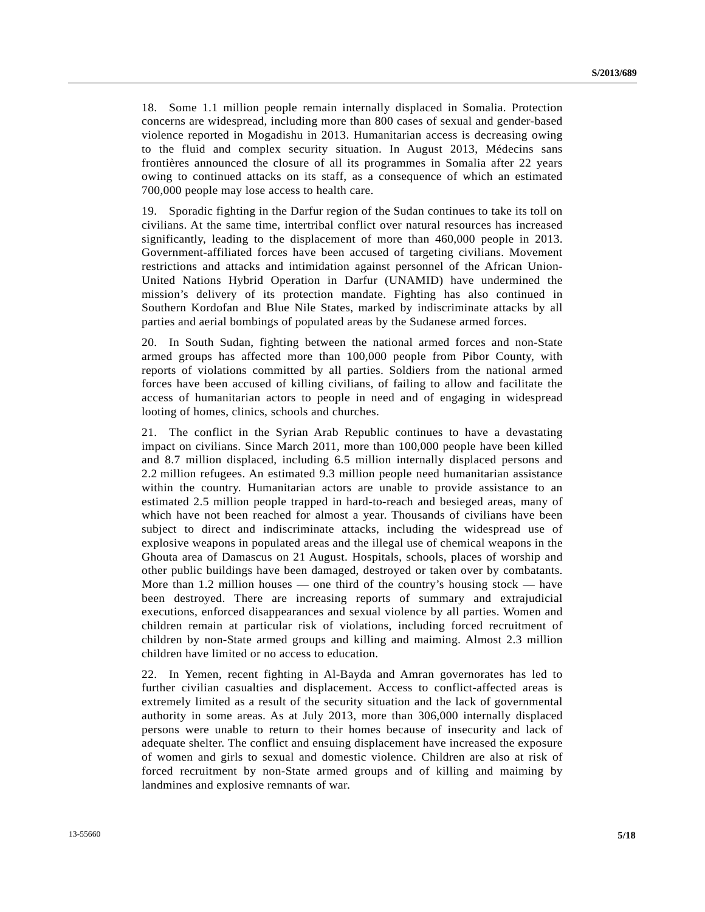18. Some 1.1 million people remain internally displaced in Somalia. Protection concerns are widespread, including more than 800 cases of sexual and gender-based violence reported in Mogadishu in 2013. Humanitarian access is decreasing owing to the fluid and complex security situation. In August 2013, Médecins sans frontières announced the closure of all its programmes in Somalia after 22 years owing to continued attacks on its staff, as a consequence of which an estimated 700,000 people may lose access to health care.

19. Sporadic fighting in the Darfur region of the Sudan continues to take its toll on civilians. At the same time, intertribal conflict over natural resources has increased significantly, leading to the displacement of more than 460,000 people in 2013. Government-affiliated forces have been accused of targeting civilians. Movement restrictions and attacks and intimidation against personnel of the African Union-United Nations Hybrid Operation in Darfur (UNAMID) have undermined the mission's delivery of its protection mandate. Fighting has also continued in Southern Kordofan and Blue Nile States, marked by indiscriminate attacks by all parties and aerial bombings of populated areas by the Sudanese armed forces.

20. In South Sudan, fighting between the national armed forces and non-State armed groups has affected more than 100,000 people from Pibor County, with reports of violations committed by all parties. Soldiers from the national armed forces have been accused of killing civilians, of failing to allow and facilitate the access of humanitarian actors to people in need and of engaging in widespread looting of homes, clinics, schools and churches.

21. The conflict in the Syrian Arab Republic continues to have a devastating impact on civilians. Since March 2011, more than 100,000 people have been killed and 8.7 million displaced, including 6.5 million internally displaced persons and 2.2 million refugees. An estimated 9.3 million people need humanitarian assistance within the country. Humanitarian actors are unable to provide assistance to an estimated 2.5 million people trapped in hard-to-reach and besieged areas, many of which have not been reached for almost a year. Thousands of civilians have been subject to direct and indiscriminate attacks, including the widespread use of explosive weapons in populated areas and the illegal use of chemical weapons in the Ghouta area of Damascus on 21 August. Hospitals, schools, places of worship and other public buildings have been damaged, destroyed or taken over by combatants. More than 1.2 million houses — one third of the country's housing stock — have been destroyed. There are increasing reports of summary and extrajudicial executions, enforced disappearances and sexual violence by all parties. Women and children remain at particular risk of violations, including forced recruitment of children by non-State armed groups and killing and maiming. Almost 2.3 million children have limited or no access to education.

22. In Yemen, recent fighting in Al-Bayda and Amran governorates has led to further civilian casualties and displacement. Access to conflict-affected areas is extremely limited as a result of the security situation and the lack of governmental authority in some areas. As at July 2013, more than 306,000 internally displaced persons were unable to return to their homes because of insecurity and lack of adequate shelter. The conflict and ensuing displacement have increased the exposure of women and girls to sexual and domestic violence. Children are also at risk of forced recruitment by non-State armed groups and of killing and maiming by landmines and explosive remnants of war.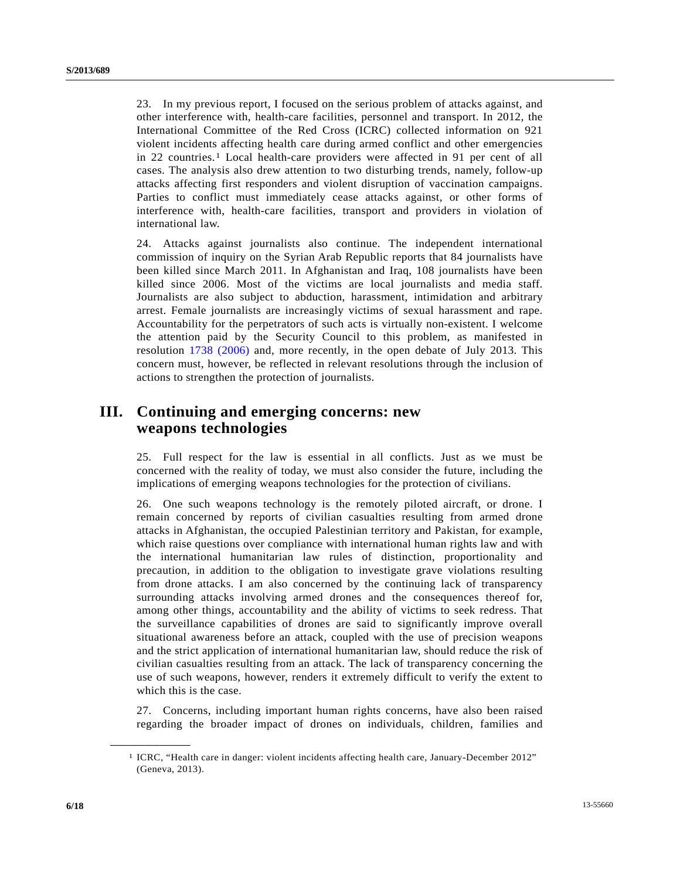23. In my previous report, I focused on the serious problem of attacks against, and other interference with, health-care facilities, personnel and transport. In 2012, the International Committee of the Red Cross (ICRC) collected information on 921 violent incidents affecting health care during armed conflict and other emergencies in 22 countries.[1] Local health-care providers were affected in 91 per cent of all cases. The analysis also drew attention to two disturbing trends, namely, follow-up attacks affecting first responders and violent disruption of vaccination campaigns. Parties to conflict must immediately cease attacks against, or other forms of interference with, health-care facilities, transport and providers in violation of international law.

24. Attacks against journalists also continue. The independent international commission of inquiry on the Syrian Arab Republic reports that 84 journalists have been killed since March 2011. In Afghanistan and Iraq, 108 journalists have been killed since 2006. Most of the victims are local journalists and media staff. Journalists are also subject to abduction, harassment, intimidation and arbitrary arrest. Female journalists are increasingly victims of sexual harassment and rape. Accountability for the perpetrators of such acts is virtually non-existent. I welcome the attention paid by the Security Council to this problem, as manifested in resolution 1738 (2006) and, more recently, in the open debate of July 2013. This concern must, however, be reflected in relevant resolutions through the inclusion of actions to strengthen the protection of journalists.

# III. Continuing and emerging concerns: new weapons technologies

25. Full respect for the law is essential in all conflicts. Just as we must be concerned with the reality of today, we must also consider the future, including the implications of emerging weapons technologies for the protection of civilians.

26. One such weapons technology is the remotely piloted aircraft, or drone. I remain concerned by reports of civilian casualties resulting from armed drone attacks in Afghanistan, the occupied Palestinian territory and Pakistan, for example, which raise questions over compliance with international human rights law and with the international humanitarian law rules of distinction, proportionality and precaution, in addition to the obligation to investigate grave violations resulting from drone attacks. I am also concerned by the continuing lack of transparency surrounding attacks involving armed drones and the consequences thereof for, among other things, accountability and the ability of victims to seek redress. That the surveillance capabilities of drones are said to significantly improve overall situational awareness before an attack, coupled with the use of precision weapons and the strict application of international humanitarian law, should reduce the risk of civilian casualties resulting from an attack. The lack of transparency concerning the use of such weapons, however, renders it extremely difficult to verify the extent to which this is the case.

27. Concerns, including important human rights concerns, have also been raised regarding the broader impact of drones on individuals, children, families and

---

[1] ICRC, "Health care in danger: violent incidents affecting health care, January-December 2012" (Geneva, 2013).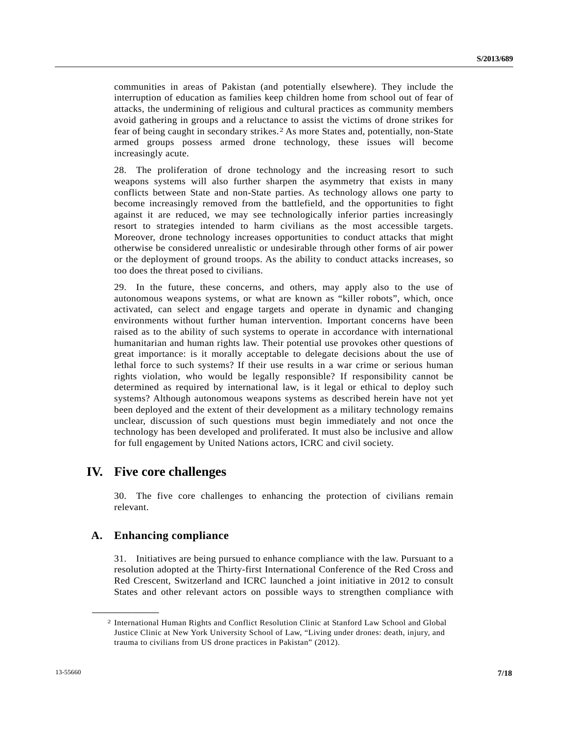communities in areas of Pakistan (and potentially elsewhere). They include the interruption of education as families keep children home from school out of fear of attacks, the undermining of religious and cultural practices as community members avoid gathering in groups and a reluctance to assist the victims of drone strikes for fear of being caught in secondary strikes.[2] As more States and, potentially, non-State armed groups possess armed drone technology, these issues will become increasingly acute.

28. The proliferation of drone technology and the increasing resort to such weapons systems will also further sharpen the asymmetry that exists in many conflicts between State and non-State parties. As technology allows one party to become increasingly removed from the battlefield, and the opportunities to fight against it are reduced, we may see technologically inferior parties increasingly resort to strategies intended to harm civilians as the most accessible targets. Moreover, drone technology increases opportunities to conduct attacks that might otherwise be considered unrealistic or undesirable through other forms of air power or the deployment of ground troops. As the ability to conduct attacks increases, so too does the threat posed to civilians.

29. In the future, these concerns, and others, may apply also to the use of autonomous weapons systems, or what are known as "killer robots", which, once activated, can select and engage targets and operate in dynamic and changing environments without further human intervention. Important concerns have been raised as to the ability of such systems to operate in accordance with international humanitarian and human rights law. Their potential use provokes other questions of great importance: is it morally acceptable to delegate decisions about the use of lethal force to such systems? If their use results in a war crime or serious human rights violation, who would be legally responsible? If responsibility cannot be determined as required by international law, is it legal or ethical to deploy such systems? Although autonomous weapons systems as described herein have not yet been deployed and the extent of their development as a military technology remains unclear, discussion of such questions must begin immediately and not once the technology has been developed and proliferated. It must also be inclusive and allow for full engagement by United Nations actors, ICRC and civil society.

## IV. Five core challenges

30. The five core challenges to enhancing the protection of civilians remain relevant.

### A. Enhancing compliance

31. Initiatives are being pursued to enhance compliance with the law. Pursuant to a resolution adopted at the Thirty-first International Conference of the Red Cross and Red Crescent, Switzerland and ICRC launched a joint initiative in 2012 to consult States and other relevant actors on possible ways to strengthen compliance with

---

[2] International Human Rights and Conflict Resolution Clinic at Stanford Law School and Global Justice Clinic at New York University School of Law, "Living under drones: death, injury, and trauma to civilians from US drone practices in Pakistan" (2012).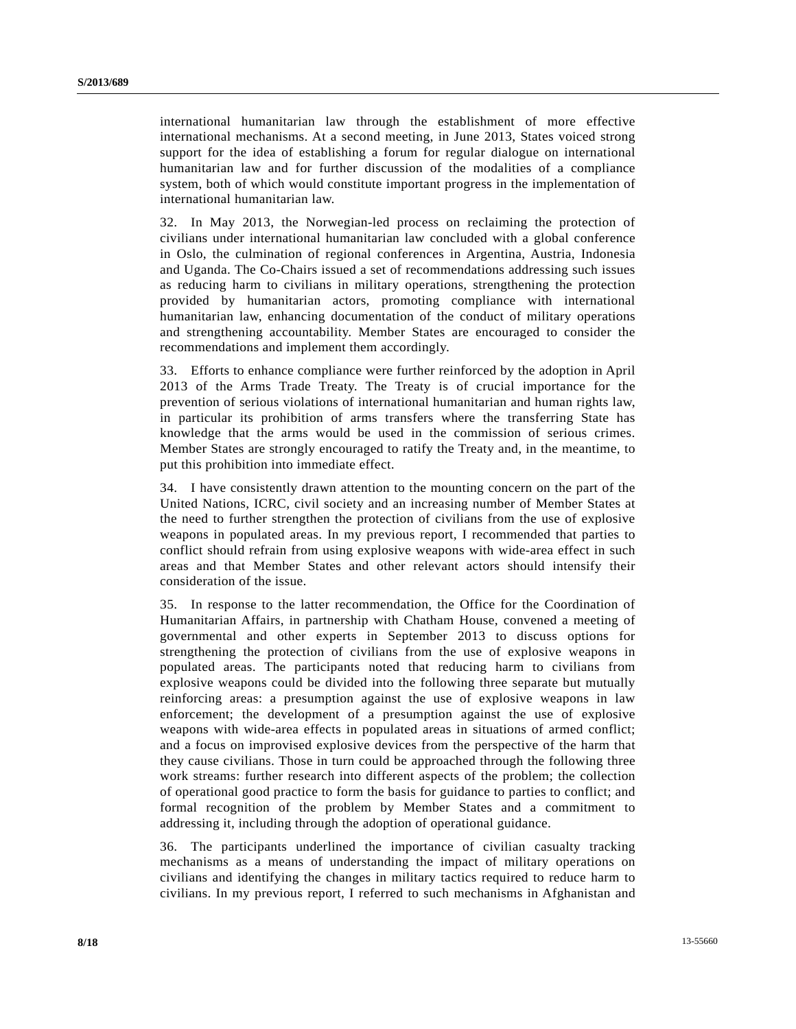international humanitarian law through the establishment of more effective international mechanisms. At a second meeting, in June 2013, States voiced strong support for the idea of establishing a forum for regular dialogue on international humanitarian law and for further discussion of the modalities of a compliance system, both of which would constitute important progress in the implementation of international humanitarian law.

32. In May 2013, the Norwegian-led process on reclaiming the protection of civilians under international humanitarian law concluded with a global conference in Oslo, the culmination of regional conferences in Argentina, Austria, Indonesia and Uganda. The Co-Chairs issued a set of recommendations addressing such issues as reducing harm to civilians in military operations, strengthening the protection provided by humanitarian actors, promoting compliance with international humanitarian law, enhancing documentation of the conduct of military operations and strengthening accountability. Member States are encouraged to consider the recommendations and implement them accordingly.

33. Efforts to enhance compliance were further reinforced by the adoption in April 2013 of the Arms Trade Treaty. The Treaty is of crucial importance for the prevention of serious violations of international humanitarian and human rights law, in particular its prohibition of arms transfers where the transferring State has knowledge that the arms would be used in the commission of serious crimes. Member States are strongly encouraged to ratify the Treaty and, in the meantime, to put this prohibition into immediate effect.

34. I have consistently drawn attention to the mounting concern on the part of the United Nations, ICRC, civil society and an increasing number of Member States at the need to further strengthen the protection of civilians from the use of explosive weapons in populated areas. In my previous report, I recommended that parties to conflict should refrain from using explosive weapons with wide-area effect in such areas and that Member States and other relevant actors should intensify their consideration of the issue.

35. In response to the latter recommendation, the Office for the Coordination of Humanitarian Affairs, in partnership with Chatham House, convened a meeting of governmental and other experts in September 2013 to discuss options for strengthening the protection of civilians from the use of explosive weapons in populated areas. The participants noted that reducing harm to civilians from explosive weapons could be divided into the following three separate but mutually reinforcing areas: a presumption against the use of explosive weapons in law enforcement; the development of a presumption against the use of explosive weapons with wide-area effects in populated areas in situations of armed conflict; and a focus on improvised explosive devices from the perspective of the harm that they cause civilians. Those in turn could be approached through the following three work streams: further research into different aspects of the problem; the collection of operational good practice to form the basis for guidance to parties to conflict; and formal recognition of the problem by Member States and a commitment to addressing it, including through the adoption of operational guidance.

36. The participants underlined the importance of civilian casualty tracking mechanisms as a means of understanding the impact of military operations on civilians and identifying the changes in military tactics required to reduce harm to civilians. In my previous report, I referred to such mechanisms in Afghanistan and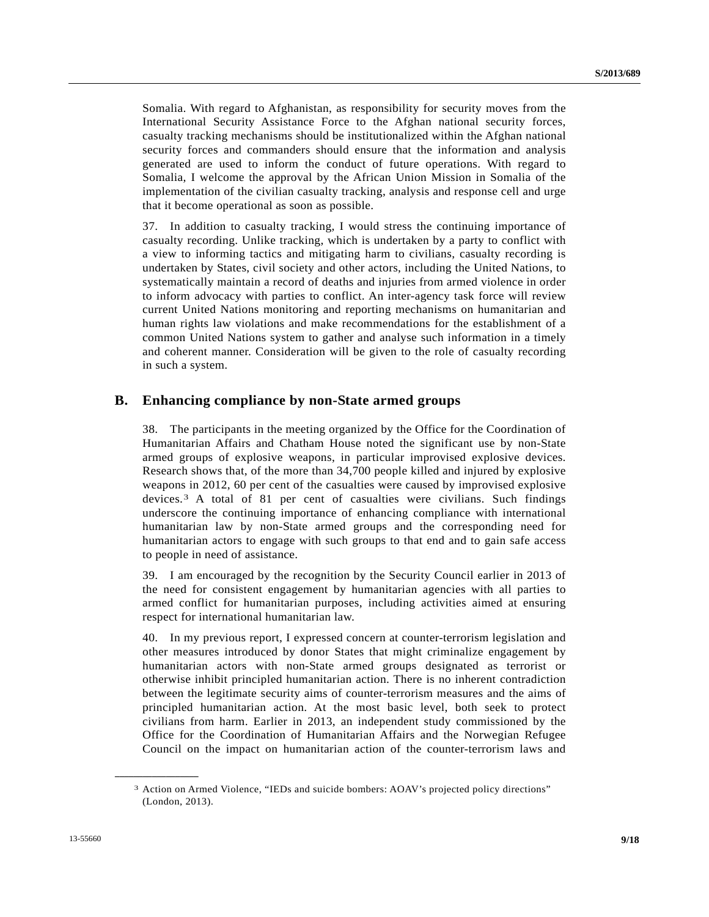Somalia. With regard to Afghanistan, as responsibility for security moves from the International Security Assistance Force to the Afghan national security forces, casualty tracking mechanisms should be institutionalized within the Afghan national security forces and commanders should ensure that the information and analysis generated are used to inform the conduct of future operations. With regard to Somalia, I welcome the approval by the African Union Mission in Somalia of the implementation of the civilian casualty tracking, analysis and response cell and urge that it become operational as soon as possible.

37. In addition to casualty tracking, I would stress the continuing importance of casualty recording. Unlike tracking, which is undertaken by a party to conflict with a view to informing tactics and mitigating harm to civilians, casualty recording is undertaken by States, civil society and other actors, including the United Nations, to systematically maintain a record of deaths and injuries from armed violence in order to inform advocacy with parties to conflict. An inter-agency task force will review current United Nations monitoring and reporting mechanisms on humanitarian and human rights law violations and make recommendations for the establishment of a common United Nations system to gather and analyse such information in a timely and coherent manner. Consideration will be given to the role of casualty recording in such a system.

## B. Enhancing compliance by non-State armed groups

38. The participants in the meeting organized by the Office for the Coordination of Humanitarian Affairs and Chatham House noted the significant use by non-State armed groups of explosive weapons, in particular improvised explosive devices. Research shows that, of the more than 34,700 people killed and injured by explosive weapons in 2012, 60 per cent of the casualties were caused by improvised explosive devices.[3] A total of 81 per cent of casualties were civilians. Such findings underscore the continuing importance of enhancing compliance with international humanitarian law by non-State armed groups and the corresponding need for humanitarian actors to engage with such groups to that end and to gain safe access to people in need of assistance.

39. I am encouraged by the recognition by the Security Council earlier in 2013 of the need for consistent engagement by humanitarian agencies with all parties to armed conflict for humanitarian purposes, including activities aimed at ensuring respect for international humanitarian law.

40. In my previous report, I expressed concern at counter-terrorism legislation and other measures introduced by donor States that might criminalize engagement by humanitarian actors with non-State armed groups designated as terrorist or otherwise inhibit principled humanitarian action. There is no inherent contradiction between the legitimate security aims of counter-terrorism measures and the aims of principled humanitarian action. At the most basic level, both seek to protect civilians from harm. Earlier in 2013, an independent study commissioned by the Office for the Coordination of Humanitarian Affairs and the Norwegian Refugee Council on the impact on humanitarian action of the counter-terrorism laws and

---

[3] Action on Armed Violence, "IEDs and suicide bombers: AOAV's projected policy directions" (London, 2013).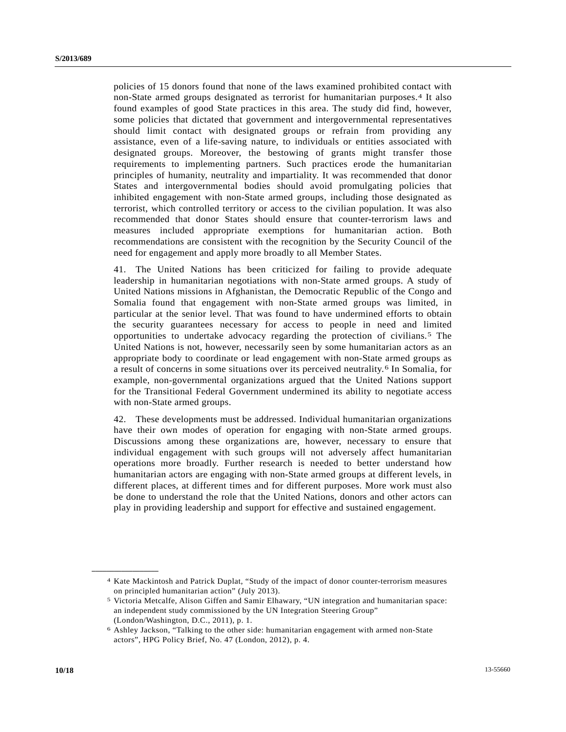policies of 15 donors found that none of the laws examined prohibited contact with non-State armed groups designated as terrorist for humanitarian purposes.[4] It also found examples of good State practices in this area. The study did find, however, some policies that dictated that government and intergovernmental representatives should limit contact with designated groups or refrain from providing any assistance, even of a life-saving nature, to individuals or entities associated with designated groups. Moreover, the bestowing of grants might transfer those requirements to implementing partners. Such practices erode the humanitarian principles of humanity, neutrality and impartiality. It was recommended that donor States and intergovernmental bodies should avoid promulgating policies that inhibited engagement with non-State armed groups, including those designated as terrorist, which controlled territory or access to the civilian population. It was also recommended that donor States should ensure that counter-terrorism laws and measures included appropriate exemptions for humanitarian action. Both recommendations are consistent with the recognition by the Security Council of the need for engagement and apply more broadly to all Member States.

41. The United Nations has been criticized for failing to provide adequate leadership in humanitarian negotiations with non-State armed groups. A study of United Nations missions in Afghanistan, the Democratic Republic of the Congo and Somalia found that engagement with non-State armed groups was limited, in particular at the senior level. That was found to have undermined efforts to obtain the security guarantees necessary for access to people in need and limited opportunities to undertake advocacy regarding the protection of civilians.[5] The United Nations is not, however, necessarily seen by some humanitarian actors as an appropriate body to coordinate or lead engagement with non-State armed groups as a result of concerns in some situations over its perceived neutrality.[6] In Somalia, for example, non-governmental organizations argued that the United Nations support for the Transitional Federal Government undermined its ability to negotiate access with non-State armed groups.

42. These developments must be addressed. Individual humanitarian organizations have their own modes of operation for engaging with non-State armed groups. Discussions among these organizations are, however, necessary to ensure that individual engagement with such groups will not adversely affect humanitarian operations more broadly. Further research is needed to better understand how humanitarian actors are engaging with non-State armed groups at different levels, in different places, at different times and for different purposes. More work must also be done to understand the role that the United Nations, donors and other actors can play in providing leadership and support for effective and sustained engagement.

---

[4] Kate Mackintosh and Patrick Duplat, "Study of the impact of donor counter-terrorism measures on principled humanitarian action" (July 2013).

[5] Victoria Metcalfe, Alison Giffen and Samir Elhawary, "UN integration and humanitarian space: an independent study commissioned by the UN Integration Steering Group" (London/Washington, D.C., 2011), p. 1.

[6] Ashley Jackson, "Talking to the other side: humanitarian engagement with armed non-State actors", HPG Policy Brief, No. 47 (London, 2012), p. 4.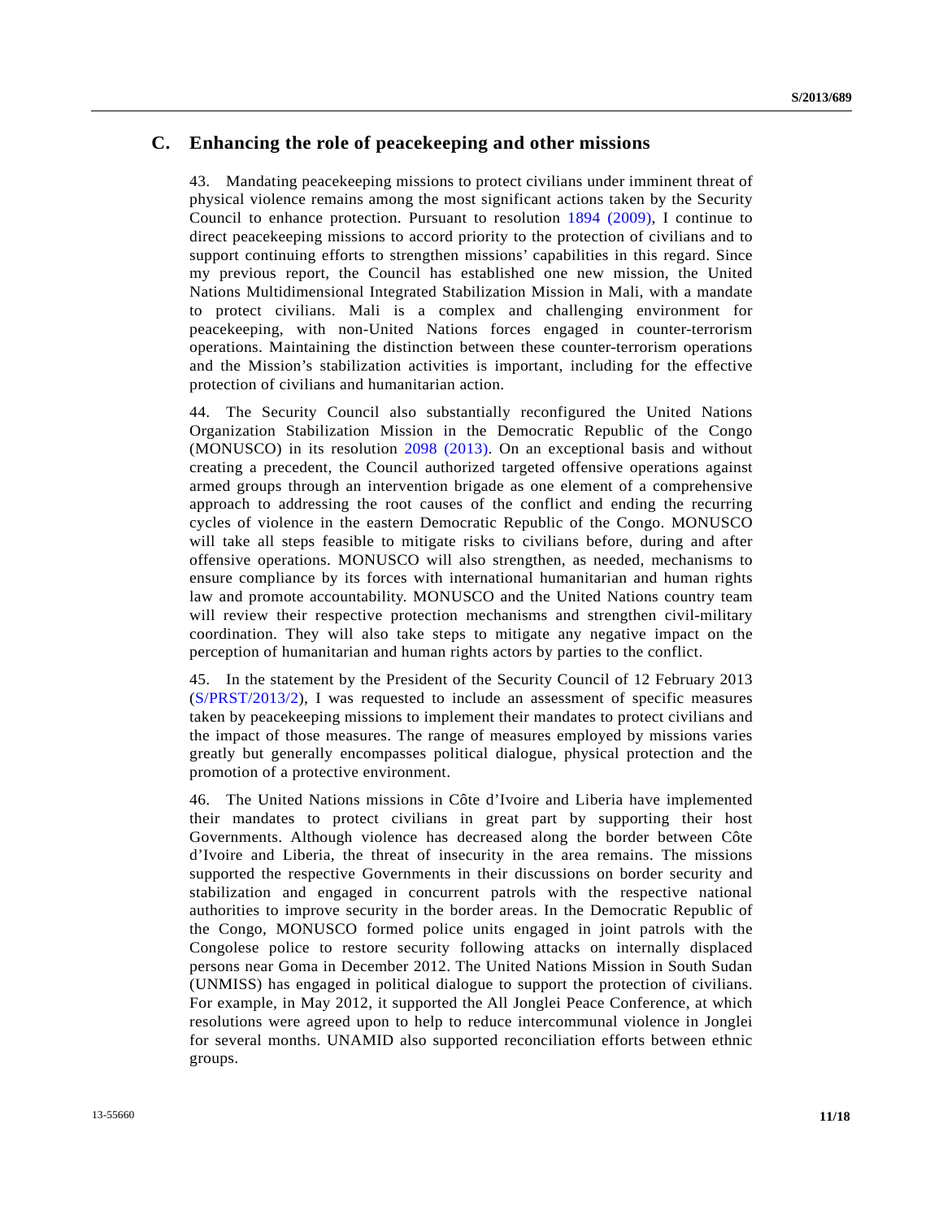## C. Enhancing the role of peacekeeping and other missions

43. Mandating peacekeeping missions to protect civilians under imminent threat of physical violence remains among the most significant actions taken by the Security Council to enhance protection. Pursuant to resolution 1894 (2009), I continue to direct peacekeeping missions to accord priority to the protection of civilians and to support continuing efforts to strengthen missions' capabilities in this regard. Since my previous report, the Council has established one new mission, the United Nations Multidimensional Integrated Stabilization Mission in Mali, with a mandate to protect civilians. Mali is a complex and challenging environment for peacekeeping, with non-United Nations forces engaged in counter-terrorism operations. Maintaining the distinction between these counter-terrorism operations and the Mission's stabilization activities is important, including for the effective protection of civilians and humanitarian action.

44. The Security Council also substantially reconfigured the United Nations Organization Stabilization Mission in the Democratic Republic of the Congo (MONUSCO) in its resolution 2098 (2013). On an exceptional basis and without creating a precedent, the Council authorized targeted offensive operations against armed groups through an intervention brigade as one element of a comprehensive approach to addressing the root causes of the conflict and ending the recurring cycles of violence in the eastern Democratic Republic of the Congo. MONUSCO will take all steps feasible to mitigate risks to civilians before, during and after offensive operations. MONUSCO will also strengthen, as needed, mechanisms to ensure compliance by its forces with international humanitarian and human rights law and promote accountability. MONUSCO and the United Nations country team will review their respective protection mechanisms and strengthen civil-military coordination. They will also take steps to mitigate any negative impact on the perception of humanitarian and human rights actors by parties to the conflict.

45. In the statement by the President of the Security Council of 12 February 2013 (S/PRST/2013/2), I was requested to include an assessment of specific measures taken by peacekeeping missions to implement their mandates to protect civilians and the impact of those measures. The range of measures employed by missions varies greatly but generally encompasses political dialogue, physical protection and the promotion of a protective environment.

46. The United Nations missions in Côte d'Ivoire and Liberia have implemented their mandates to protect civilians in great part by supporting their host Governments. Although violence has decreased along the border between Côte d'Ivoire and Liberia, the threat of insecurity in the area remains. The missions supported the respective Governments in their discussions on border security and stabilization and engaged in concurrent patrols with the respective national authorities to improve security in the border areas. In the Democratic Republic of the Congo, MONUSCO formed police units engaged in joint patrols with the Congolese police to restore security following attacks on internally displaced persons near Goma in December 2012. The United Nations Mission in South Sudan (UNMISS) has engaged in political dialogue to support the protection of civilians. For example, in May 2012, it supported the All Jonglei Peace Conference, at which resolutions were agreed upon to help to reduce intercommunal violence in Jonglei for several months. UNAMID also supported reconciliation efforts between ethnic groups.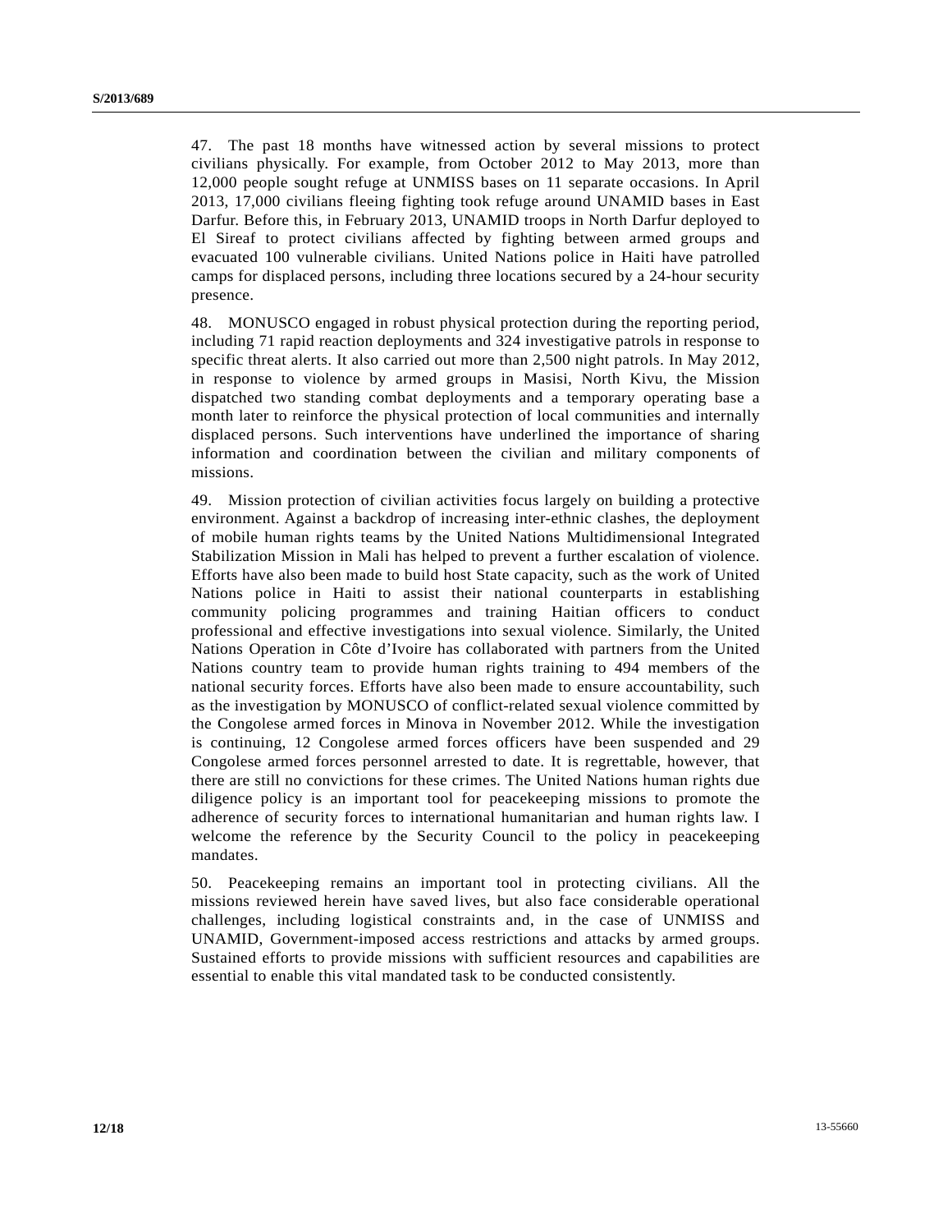47. The past 18 months have witnessed action by several missions to protect civilians physically. For example, from October 2012 to May 2013, more than 12,000 people sought refuge at UNMISS bases on 11 separate occasions. In April 2013, 17,000 civilians fleeing fighting took refuge around UNAMID bases in East Darfur. Before this, in February 2013, UNAMID troops in North Darfur deployed to El Sireaf to protect civilians affected by fighting between armed groups and evacuated 100 vulnerable civilians. United Nations police in Haiti have patrolled camps for displaced persons, including three locations secured by a 24-hour security presence.

48. MONUSCO engaged in robust physical protection during the reporting period, including 71 rapid reaction deployments and 324 investigative patrols in response to specific threat alerts. It also carried out more than 2,500 night patrols. In May 2012, in response to violence by armed groups in Masisi, North Kivu, the Mission dispatched two standing combat deployments and a temporary operating base a month later to reinforce the physical protection of local communities and internally displaced persons. Such interventions have underlined the importance of sharing information and coordination between the civilian and military components of missions.

49. Mission protection of civilian activities focus largely on building a protective environment. Against a backdrop of increasing inter-ethnic clashes, the deployment of mobile human rights teams by the United Nations Multidimensional Integrated Stabilization Mission in Mali has helped to prevent a further escalation of violence. Efforts have also been made to build host State capacity, such as the work of United Nations police in Haiti to assist their national counterparts in establishing community policing programmes and training Haitian officers to conduct professional and effective investigations into sexual violence. Similarly, the United Nations Operation in Côte d'Ivoire has collaborated with partners from the United Nations country team to provide human rights training to 494 members of the national security forces. Efforts have also been made to ensure accountability, such as the investigation by MONUSCO of conflict-related sexual violence committed by the Congolese armed forces in Minova in November 2012. While the investigation is continuing, 12 Congolese armed forces officers have been suspended and 29 Congolese armed forces personnel arrested to date. It is regrettable, however, that there are still no convictions for these crimes. The United Nations human rights due diligence policy is an important tool for peacekeeping missions to promote the adherence of security forces to international humanitarian and human rights law. I welcome the reference by the Security Council to the policy in peacekeeping mandates.

50. Peacekeeping remains an important tool in protecting civilians. All the missions reviewed herein have saved lives, but also face considerable operational challenges, including logistical constraints and, in the case of UNMISS and UNAMID, Government-imposed access restrictions and attacks by armed groups. Sustained efforts to provide missions with sufficient resources and capabilities are essential to enable this vital mandated task to be conducted consistently.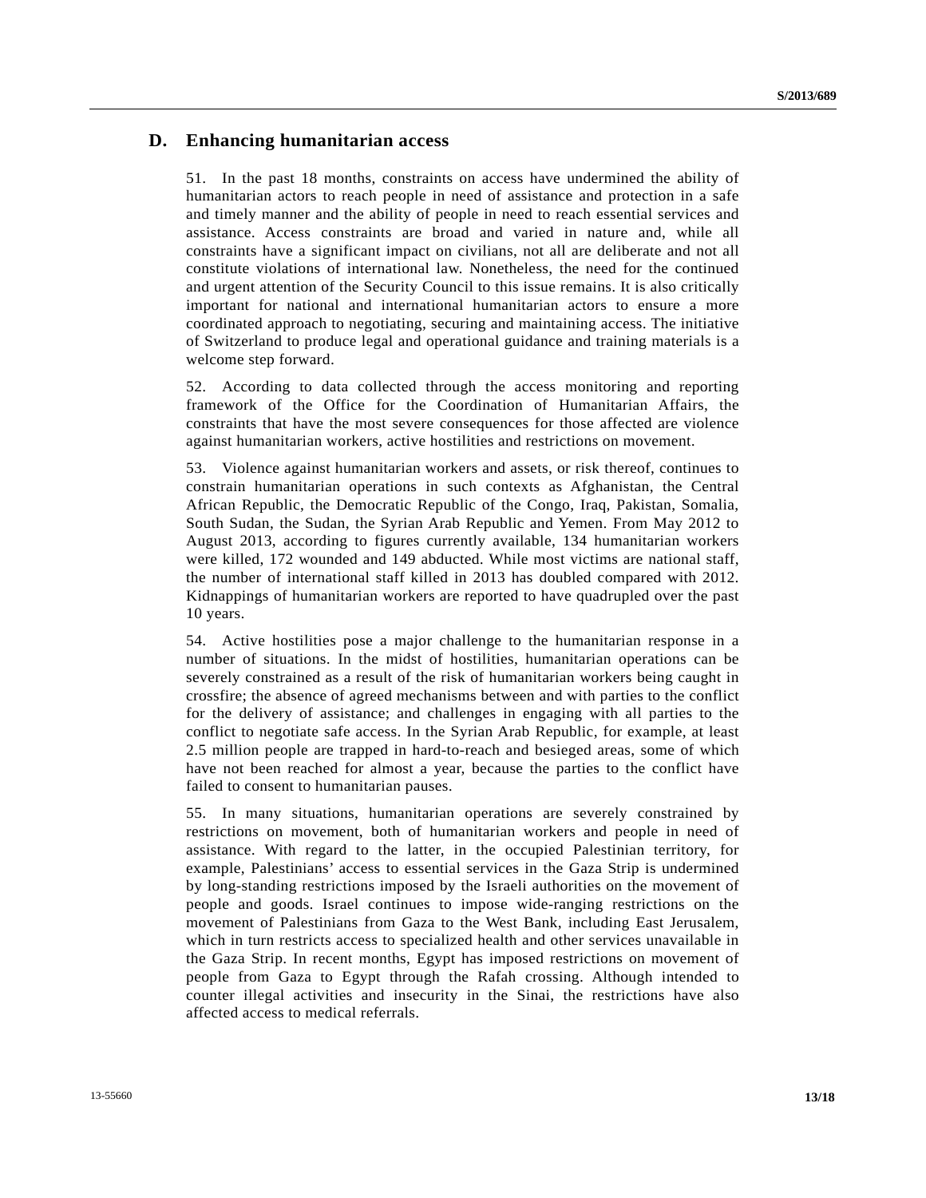## D. Enhancing humanitarian access

51. In the past 18 months, constraints on access have undermined the ability of humanitarian actors to reach people in need of assistance and protection in a safe and timely manner and the ability of people in need to reach essential services and assistance. Access constraints are broad and varied in nature and, while all constraints have a significant impact on civilians, not all are deliberate and not all constitute violations of international law. Nonetheless, the need for the continued and urgent attention of the Security Council to this issue remains. It is also critically important for national and international humanitarian actors to ensure a more coordinated approach to negotiating, securing and maintaining access. The initiative of Switzerland to produce legal and operational guidance and training materials is a welcome step forward.

52. According to data collected through the access monitoring and reporting framework of the Office for the Coordination of Humanitarian Affairs, the constraints that have the most severe consequences for those affected are violence against humanitarian workers, active hostilities and restrictions on movement.

53. Violence against humanitarian workers and assets, or risk thereof, continues to constrain humanitarian operations in such contexts as Afghanistan, the Central African Republic, the Democratic Republic of the Congo, Iraq, Pakistan, Somalia, South Sudan, the Sudan, the Syrian Arab Republic and Yemen. From May 2012 to August 2013, according to figures currently available, 134 humanitarian workers were killed, 172 wounded and 149 abducted. While most victims are national staff, the number of international staff killed in 2013 has doubled compared with 2012. Kidnappings of humanitarian workers are reported to have quadrupled over the past 10 years.

54. Active hostilities pose a major challenge to the humanitarian response in a number of situations. In the midst of hostilities, humanitarian operations can be severely constrained as a result of the risk of humanitarian workers being caught in crossfire; the absence of agreed mechanisms between and with parties to the conflict for the delivery of assistance; and challenges in engaging with all parties to the conflict to negotiate safe access. In the Syrian Arab Republic, for example, at least 2.5 million people are trapped in hard-to-reach and besieged areas, some of which have not been reached for almost a year, because the parties to the conflict have failed to consent to humanitarian pauses.

55. In many situations, humanitarian operations are severely constrained by restrictions on movement, both of humanitarian workers and people in need of assistance. With regard to the latter, in the occupied Palestinian territory, for example, Palestinians' access to essential services in the Gaza Strip is undermined by long-standing restrictions imposed by the Israeli authorities on the movement of people and goods. Israel continues to impose wide-ranging restrictions on the movement of Palestinians from Gaza to the West Bank, including East Jerusalem, which in turn restricts access to specialized health and other services unavailable in the Gaza Strip. In recent months, Egypt has imposed restrictions on movement of people from Gaza to Egypt through the Rafah crossing. Although intended to counter illegal activities and insecurity in the Sinai, the restrictions have also affected access to medical referrals.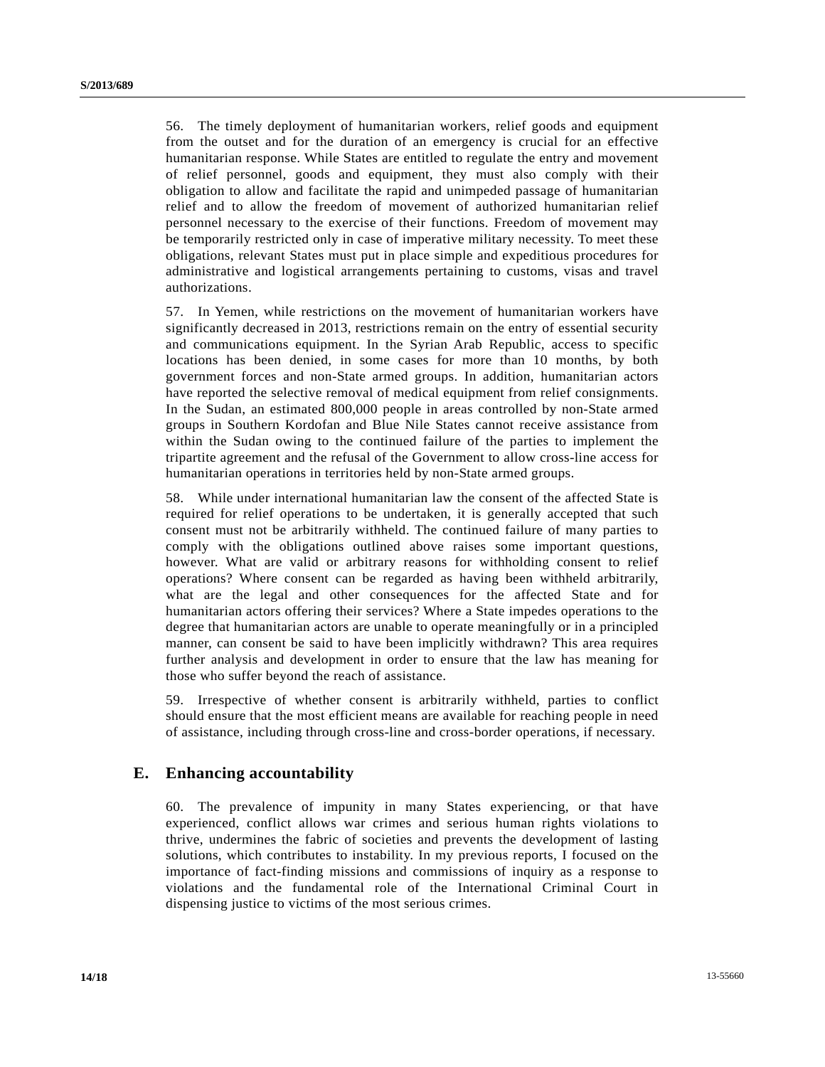56. The timely deployment of humanitarian workers, relief goods and equipment from the outset and for the duration of an emergency is crucial for an effective humanitarian response. While States are entitled to regulate the entry and movement of relief personnel, goods and equipment, they must also comply with their obligation to allow and facilitate the rapid and unimpeded passage of humanitarian relief and to allow the freedom of movement of authorized humanitarian relief personnel necessary to the exercise of their functions. Freedom of movement may be temporarily restricted only in case of imperative military necessity. To meet these obligations, relevant States must put in place simple and expeditious procedures for administrative and logistical arrangements pertaining to customs, visas and travel authorizations.

57. In Yemen, while restrictions on the movement of humanitarian workers have significantly decreased in 2013, restrictions remain on the entry of essential security and communications equipment. In the Syrian Arab Republic, access to specific locations has been denied, in some cases for more than 10 months, by both government forces and non-State armed groups. In addition, humanitarian actors have reported the selective removal of medical equipment from relief consignments. In the Sudan, an estimated 800,000 people in areas controlled by non-State armed groups in Southern Kordofan and Blue Nile States cannot receive assistance from within the Sudan owing to the continued failure of the parties to implement the tripartite agreement and the refusal of the Government to allow cross-line access for humanitarian operations in territories held by non-State armed groups.

58. While under international humanitarian law the consent of the affected State is required for relief operations to be undertaken, it is generally accepted that such consent must not be arbitrarily withheld. The continued failure of many parties to comply with the obligations outlined above raises some important questions, however. What are valid or arbitrary reasons for withholding consent to relief operations? Where consent can be regarded as having been withheld arbitrarily, what are the legal and other consequences for the affected State and for humanitarian actors offering their services? Where a State impedes operations to the degree that humanitarian actors are unable to operate meaningfully or in a principled manner, can consent be said to have been implicitly withdrawn? This area requires further analysis and development in order to ensure that the law has meaning for those who suffer beyond the reach of assistance.

59. Irrespective of whether consent is arbitrarily withheld, parties to conflict should ensure that the most efficient means are available for reaching people in need of assistance, including through cross-line and cross-border operations, if necessary.

## E. Enhancing accountability

60. The prevalence of impunity in many States experiencing, or that have experienced, conflict allows war crimes and serious human rights violations to thrive, undermines the fabric of societies and prevents the development of lasting solutions, which contributes to instability. In my previous reports, I focused on the importance of fact-finding missions and commissions of inquiry as a response to violations and the fundamental role of the International Criminal Court in dispensing justice to victims of the most serious crimes.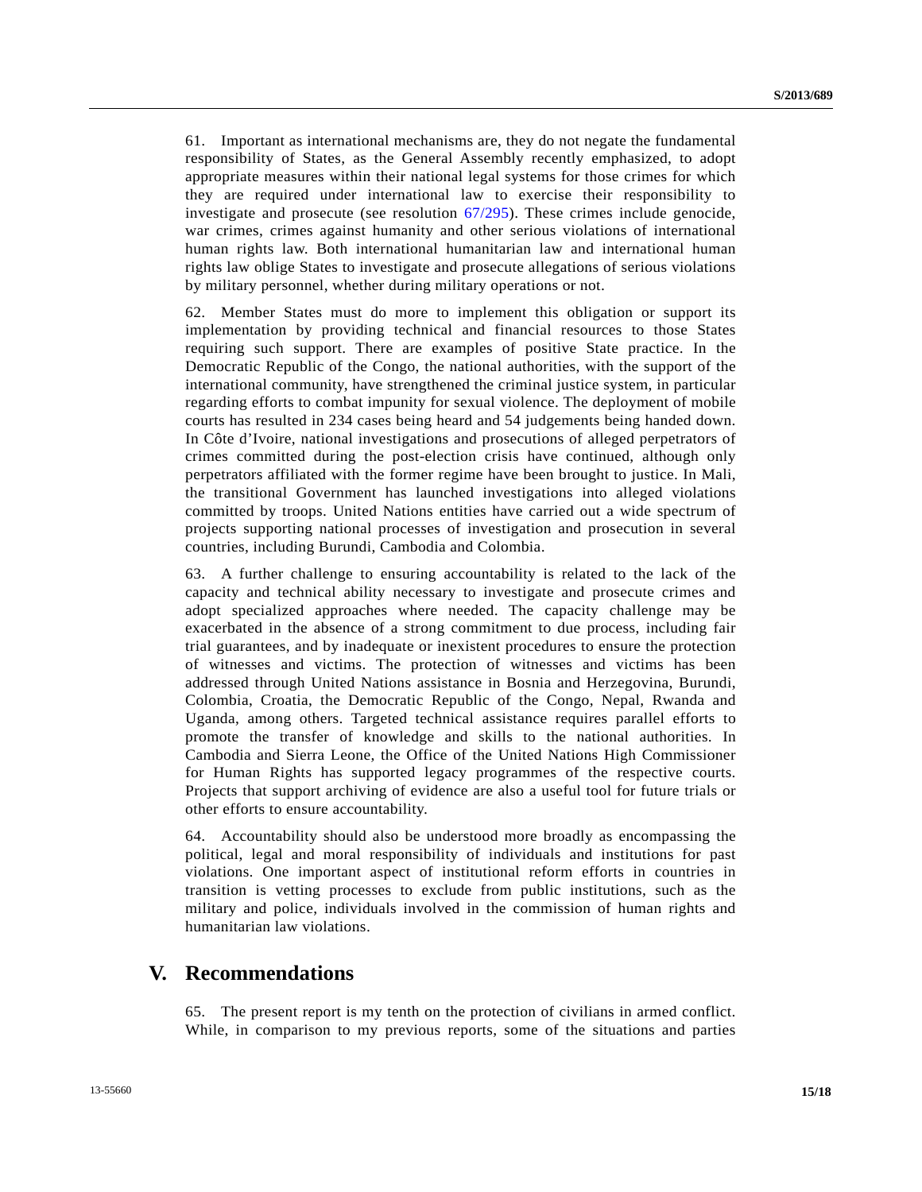61. Important as international mechanisms are, they do not negate the fundamental responsibility of States, as the General Assembly recently emphasized, to adopt appropriate measures within their national legal systems for those crimes for which they are required under international law to exercise their responsibility to investigate and prosecute (see resolution 67/295). These crimes include genocide, war crimes, crimes against humanity and other serious violations of international human rights law. Both international humanitarian law and international human rights law oblige States to investigate and prosecute allegations of serious violations by military personnel, whether during military operations or not.

62. Member States must do more to implement this obligation or support its implementation by providing technical and financial resources to those States requiring such support. There are examples of positive State practice. In the Democratic Republic of the Congo, the national authorities, with the support of the international community, have strengthened the criminal justice system, in particular regarding efforts to combat impunity for sexual violence. The deployment of mobile courts has resulted in 234 cases being heard and 54 judgements being handed down. In Côte d'Ivoire, national investigations and prosecutions of alleged perpetrators of crimes committed during the post-election crisis have continued, although only perpetrators affiliated with the former regime have been brought to justice. In Mali, the transitional Government has launched investigations into alleged violations committed by troops. United Nations entities have carried out a wide spectrum of projects supporting national processes of investigation and prosecution in several countries, including Burundi, Cambodia and Colombia.

63. A further challenge to ensuring accountability is related to the lack of the capacity and technical ability necessary to investigate and prosecute crimes and adopt specialized approaches where needed. The capacity challenge may be exacerbated in the absence of a strong commitment to due process, including fair trial guarantees, and by inadequate or inexistent procedures to ensure the protection of witnesses and victims. The protection of witnesses and victims has been addressed through United Nations assistance in Bosnia and Herzegovina, Burundi, Colombia, Croatia, the Democratic Republic of the Congo, Nepal, Rwanda and Uganda, among others. Targeted technical assistance requires parallel efforts to promote the transfer of knowledge and skills to the national authorities. In Cambodia and Sierra Leone, the Office of the United Nations High Commissioner for Human Rights has supported legacy programmes of the respective courts. Projects that support archiving of evidence are also a useful tool for future trials or other efforts to ensure accountability.

64. Accountability should also be understood more broadly as encompassing the political, legal and moral responsibility of individuals and institutions for past violations. One important aspect of institutional reform efforts in countries in transition is vetting processes to exclude from public institutions, such as the military and police, individuals involved in the commission of human rights and humanitarian law violations.

# V. Recommendations

65. The present report is my tenth on the protection of civilians in armed conflict. While, in comparison to my previous reports, some of the situations and parties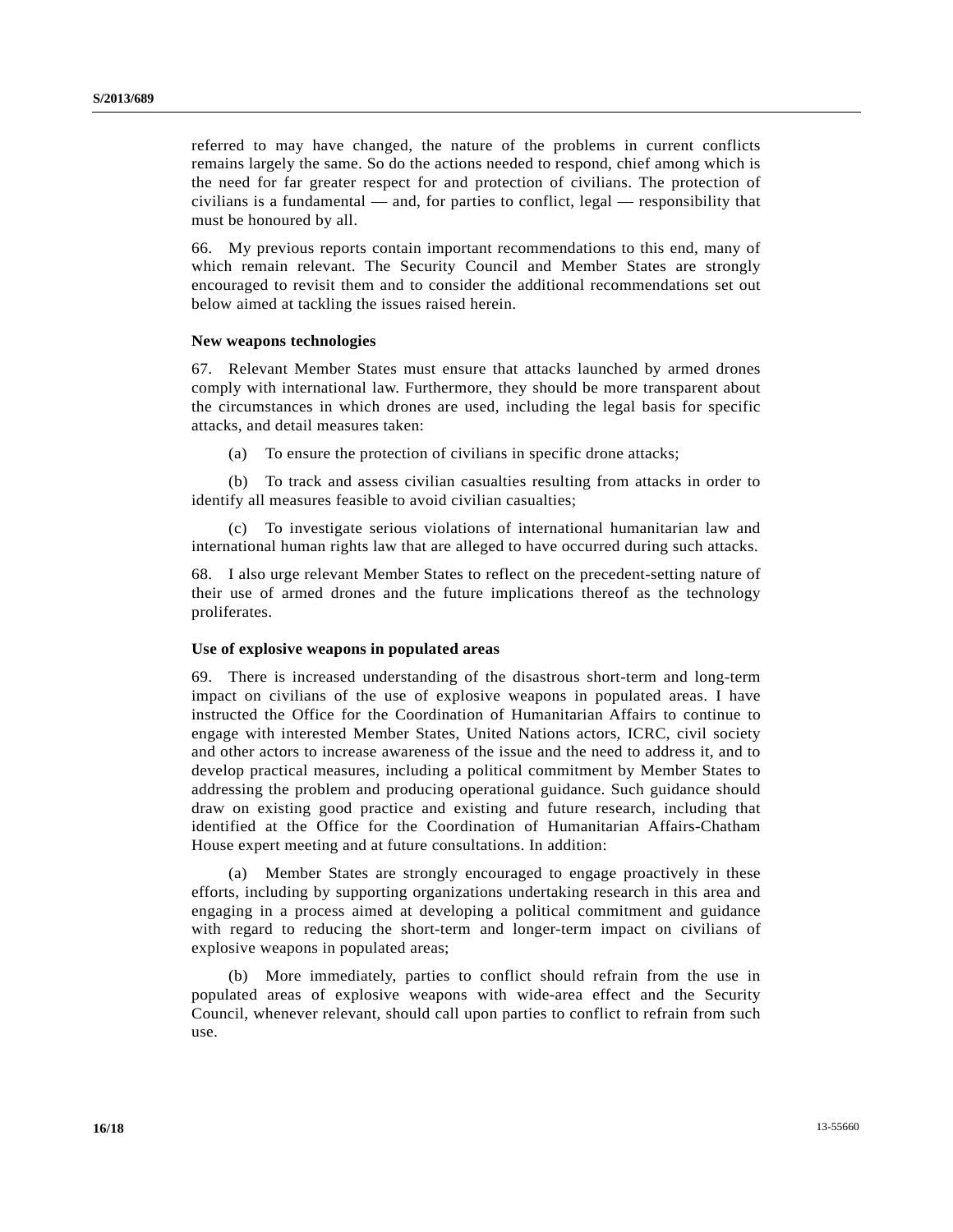referred to may have changed, the nature of the problems in current conflicts remains largely the same. So do the actions needed to respond, chief among which is the need for far greater respect for and protection of civilians. The protection of civilians is a fundamental — and, for parties to conflict, legal — responsibility that must be honoured by all.

66. My previous reports contain important recommendations to this end, many of which remain relevant. The Security Council and Member States are strongly encouraged to revisit them and to consider the additional recommendations set out below aimed at tackling the issues raised herein.

**New weapons technologies**

67. Relevant Member States must ensure that attacks launched by armed drones comply with international law. Furthermore, they should be more transparent about the circumstances in which drones are used, including the legal basis for specific attacks, and detail measures taken:

(a) To ensure the protection of civilians in specific drone attacks;

(b) To track and assess civilian casualties resulting from attacks in order to identify all measures feasible to avoid civilian casualties;

(c) To investigate serious violations of international humanitarian law and international human rights law that are alleged to have occurred during such attacks.

68. I also urge relevant Member States to reflect on the precedent-setting nature of their use of armed drones and the future implications thereof as the technology proliferates.

**Use of explosive weapons in populated areas**

69. There is increased understanding of the disastrous short-term and long-term impact on civilians of the use of explosive weapons in populated areas. I have instructed the Office for the Coordination of Humanitarian Affairs to continue to engage with interested Member States, United Nations actors, ICRC, civil society and other actors to increase awareness of the issue and the need to address it, and to develop practical measures, including a political commitment by Member States to addressing the problem and producing operational guidance. Such guidance should draw on existing good practice and existing and future research, including that identified at the Office for the Coordination of Humanitarian Affairs-Chatham House expert meeting and at future consultations. In addition:

(a) Member States are strongly encouraged to engage proactively in these efforts, including by supporting organizations undertaking research in this area and engaging in a process aimed at developing a political commitment and guidance with regard to reducing the short-term and longer-term impact on civilians of explosive weapons in populated areas;

(b) More immediately, parties to conflict should refrain from the use in populated areas of explosive weapons with wide-area effect and the Security Council, whenever relevant, should call upon parties to conflict to refrain from such use.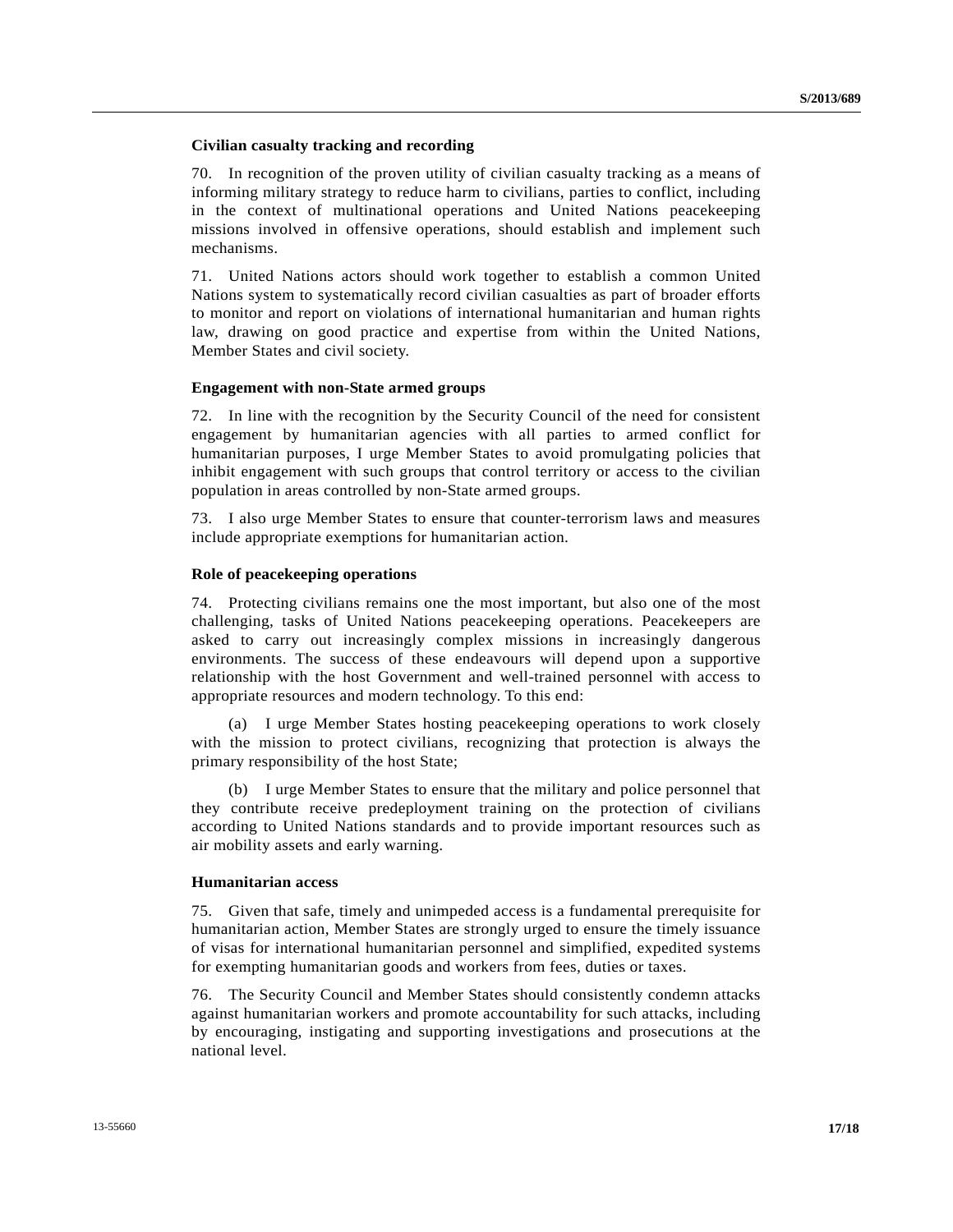### Civilian casualty tracking and recording

70. In recognition of the proven utility of civilian casualty tracking as a means of informing military strategy to reduce harm to civilians, parties to conflict, including in the context of multinational operations and United Nations peacekeeping missions involved in offensive operations, should establish and implement such mechanisms.

71. United Nations actors should work together to establish a common United Nations system to systematically record civilian casualties as part of broader efforts to monitor and report on violations of international humanitarian and human rights law, drawing on good practice and expertise from within the United Nations, Member States and civil society.

### Engagement with non-State armed groups

72. In line with the recognition by the Security Council of the need for consistent engagement by humanitarian agencies with all parties to armed conflict for humanitarian purposes, I urge Member States to avoid promulgating policies that inhibit engagement with such groups that control territory or access to the civilian population in areas controlled by non-State armed groups.

73. I also urge Member States to ensure that counter-terrorism laws and measures include appropriate exemptions for humanitarian action.

### Role of peacekeeping operations

74. Protecting civilians remains one the most important, but also one of the most challenging, tasks of United Nations peacekeeping operations. Peacekeepers are asked to carry out increasingly complex missions in increasingly dangerous environments. The success of these endeavours will depend upon a supportive relationship with the host Government and well-trained personnel with access to appropriate resources and modern technology. To this end:

(a) I urge Member States hosting peacekeeping operations to work closely with the mission to protect civilians, recognizing that protection is always the primary responsibility of the host State;

(b) I urge Member States to ensure that the military and police personnel that they contribute receive predeployment training on the protection of civilians according to United Nations standards and to provide important resources such as air mobility assets and early warning.

### Humanitarian access

75. Given that safe, timely and unimpeded access is a fundamental prerequisite for humanitarian action, Member States are strongly urged to ensure the timely issuance of visas for international humanitarian personnel and simplified, expedited systems for exempting humanitarian goods and workers from fees, duties or taxes.

76. The Security Council and Member States should consistently condemn attacks against humanitarian workers and promote accountability for such attacks, including by encouraging, instigating and supporting investigations and prosecutions at the national level.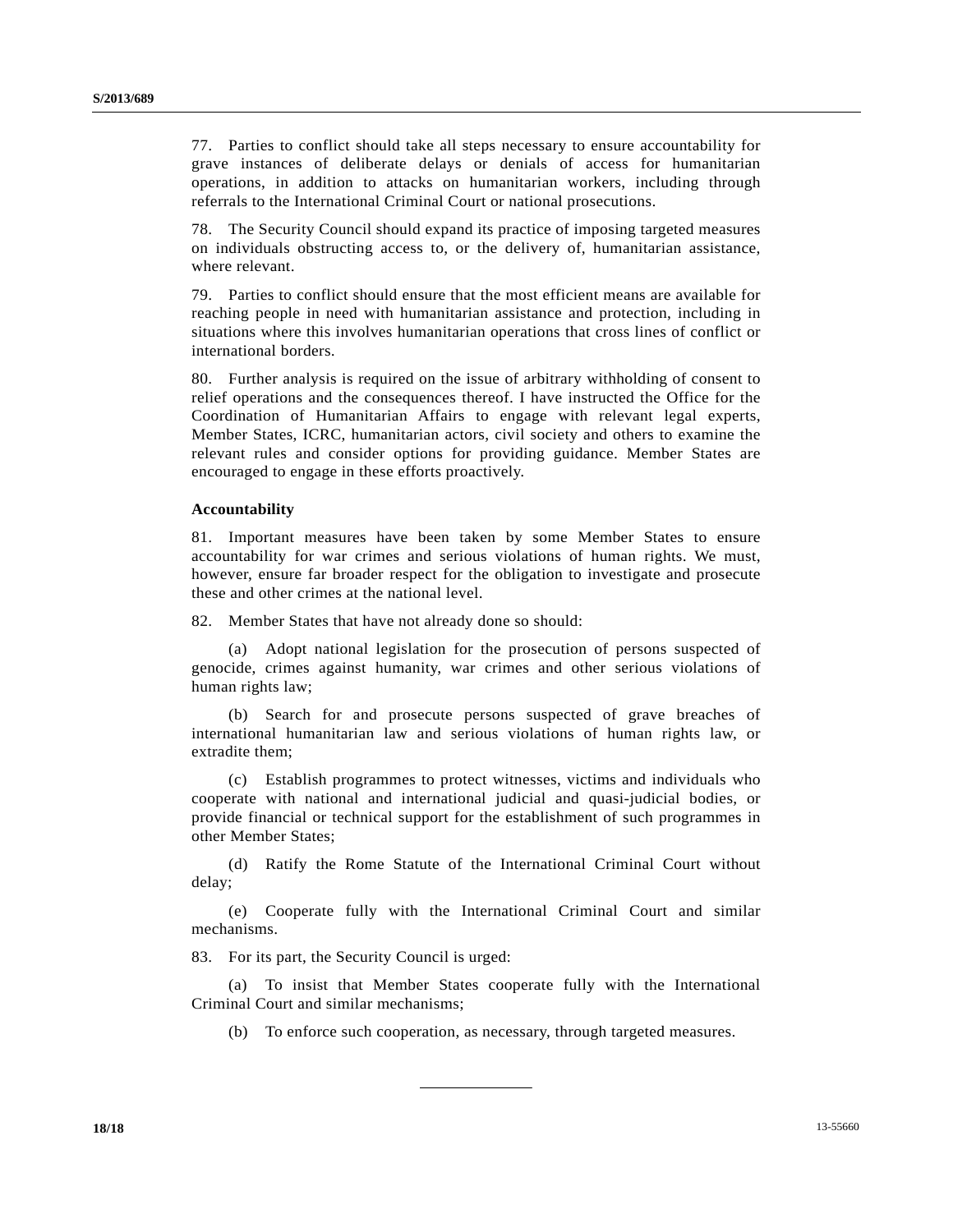77. Parties to conflict should take all steps necessary to ensure accountability for grave instances of deliberate delays or denials of access for humanitarian operations, in addition to attacks on humanitarian workers, including through referrals to the International Criminal Court or national prosecutions.

78. The Security Council should expand its practice of imposing targeted measures on individuals obstructing access to, or the delivery of, humanitarian assistance, where relevant.

79. Parties to conflict should ensure that the most efficient means are available for reaching people in need with humanitarian assistance and protection, including in situations where this involves humanitarian operations that cross lines of conflict or international borders.

80. Further analysis is required on the issue of arbitrary withholding of consent to relief operations and the consequences thereof. I have instructed the Office for the Coordination of Humanitarian Affairs to engage with relevant legal experts, Member States, ICRC, humanitarian actors, civil society and others to examine the relevant rules and consider options for providing guidance. Member States are encouraged to engage in these efforts proactively.

**Accountability**

81. Important measures have been taken by some Member States to ensure accountability for war crimes and serious violations of human rights. We must, however, ensure far broader respect for the obligation to investigate and prosecute these and other crimes at the national level.

82. Member States that have not already done so should:

(a) Adopt national legislation for the prosecution of persons suspected of genocide, crimes against humanity, war crimes and other serious violations of human rights law;

(b) Search for and prosecute persons suspected of grave breaches of international humanitarian law and serious violations of human rights law, or extradite them;

(c) Establish programmes to protect witnesses, victims and individuals who cooperate with national and international judicial and quasi-judicial bodies, or provide financial or technical support for the establishment of such programmes in other Member States;

(d) Ratify the Rome Statute of the International Criminal Court without delay;

(e) Cooperate fully with the International Criminal Court and similar mechanisms.

83. For its part, the Security Council is urged:

(a) To insist that Member States cooperate fully with the International Criminal Court and similar mechanisms;

(b) To enforce such cooperation, as necessary, through targeted measures.